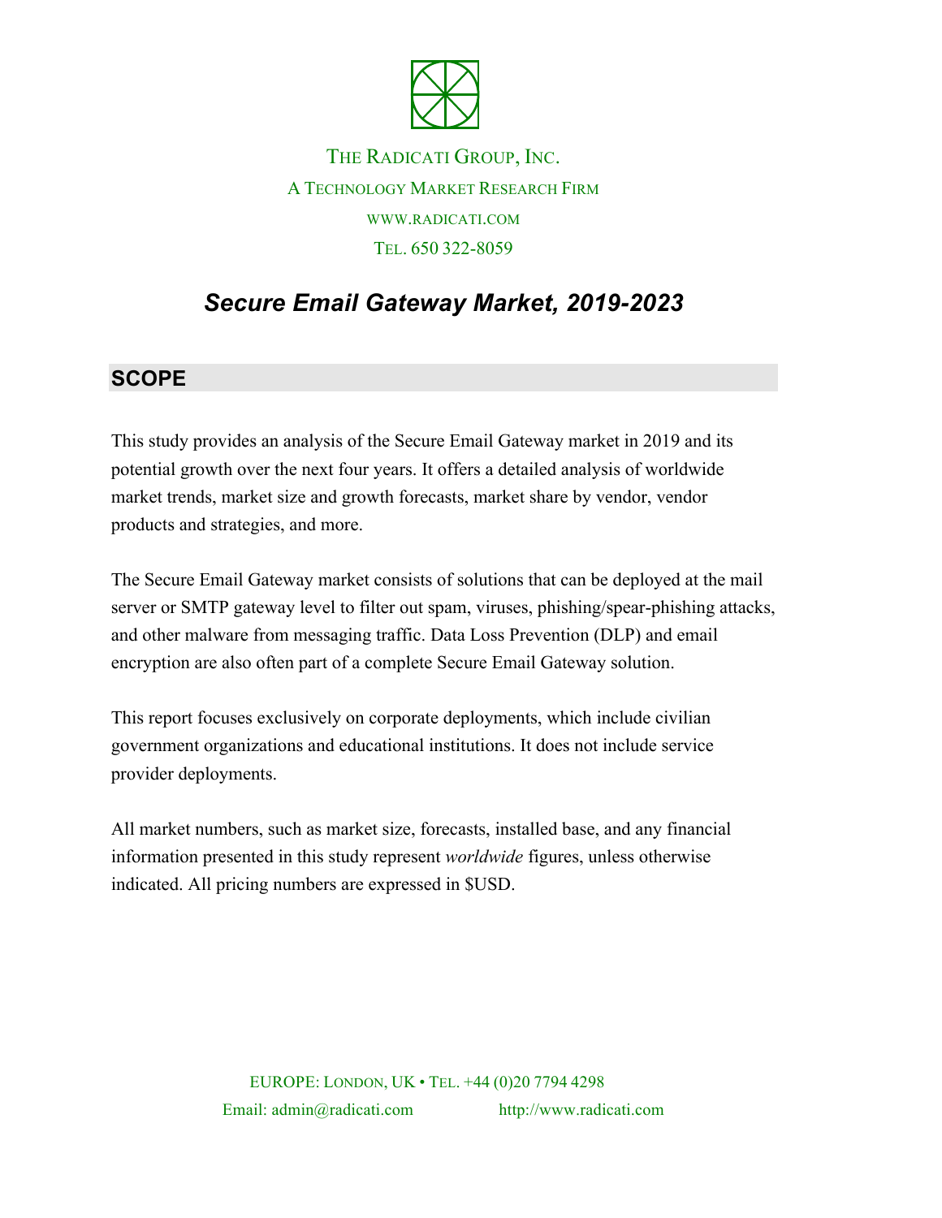THE RADICATI GROUP, INC.

A TECHNOLOGY MARKET RESEARCH FIRM

WWW.RADICATI.COM

TEL. 650 322-8059

# *Secure Email Gateway Market, 2019-2023*

## SCOPE

This study provides an analysis of the Secure Email Gateway market in 2019 and its potential growth over the next four years. It offers a detailed analysis of worldwide market trends, market size and growth forecasts, market share by vendor, vendor products and strategies, and more.

The Secure Email Gateway market consists of solutions that can be deployed at the mail server or SMTP gateway level to filter out spam, viruses, phishing/spear-phishing attacks, and other malware from messaging traffic. Data Loss Prevention (DLP) and email encryption are also often part of a complete Secure Email Gateway solution.

This report focuses exclusively on corporate deployments, which include civilian government organizations and educational institutions. It does not include service provider deployments.

All market numbers, such as market size, forecasts, installed base, and any financial information presented in this study represent *worldwide* figures, unless otherwise indicated. All pricing numbers are expressed in $USD.

EUROPE: LONDON, UK • TEL. +44 (0)20 7794 4298

Email: admin@radicati.com http://www.radicati.com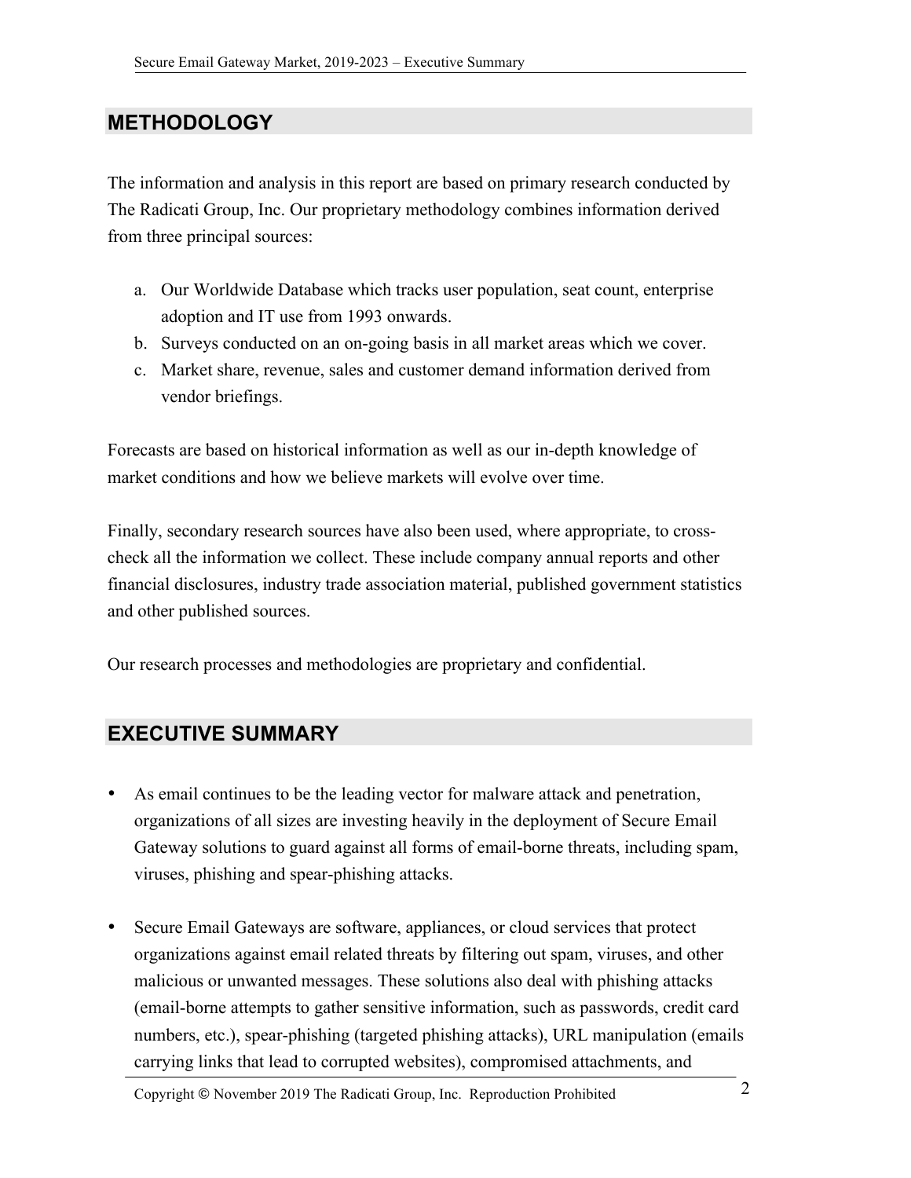## METHODOLOGY

The information and analysis in this report are based on primary research conducted by The Radicati Group, Inc. Our proprietary methodology combines information derived from three principal sources:

a. Our Worldwide Database which tracks user population, seat count, enterprise adoption and IT use from 1993 onwards.
b. Surveys conducted on an on-going basis in all market areas which we cover.
c. Market share, revenue, sales and customer demand information derived from vendor briefings.

Forecasts are based on historical information as well as our in-depth knowledge of market conditions and how we believe markets will evolve over time.

Finally, secondary research sources have also been used, where appropriate, to cross-check all the information we collect. These include company annual reports and other financial disclosures, industry trade association material, published government statistics and other published sources.

Our research processes and methodologies are proprietary and confidential.

## EXECUTIVE SUMMARY

- As email continues to be the leading vector for malware attack and penetration, organizations of all sizes are investing heavily in the deployment of Secure Email Gateway solutions to guard against all forms of email-borne threats, including spam, viruses, phishing and spear-phishing attacks.

- Secure Email Gateways are software, appliances, or cloud services that protect organizations against email related threats by filtering out spam, viruses, and other malicious or unwanted messages. These solutions also deal with phishing attacks (email-borne attempts to gather sensitive information, such as passwords, credit card numbers, etc.), spear-phishing (targeted phishing attacks), URL manipulation (emails carrying links that lead to corrupted websites), compromised attachments, and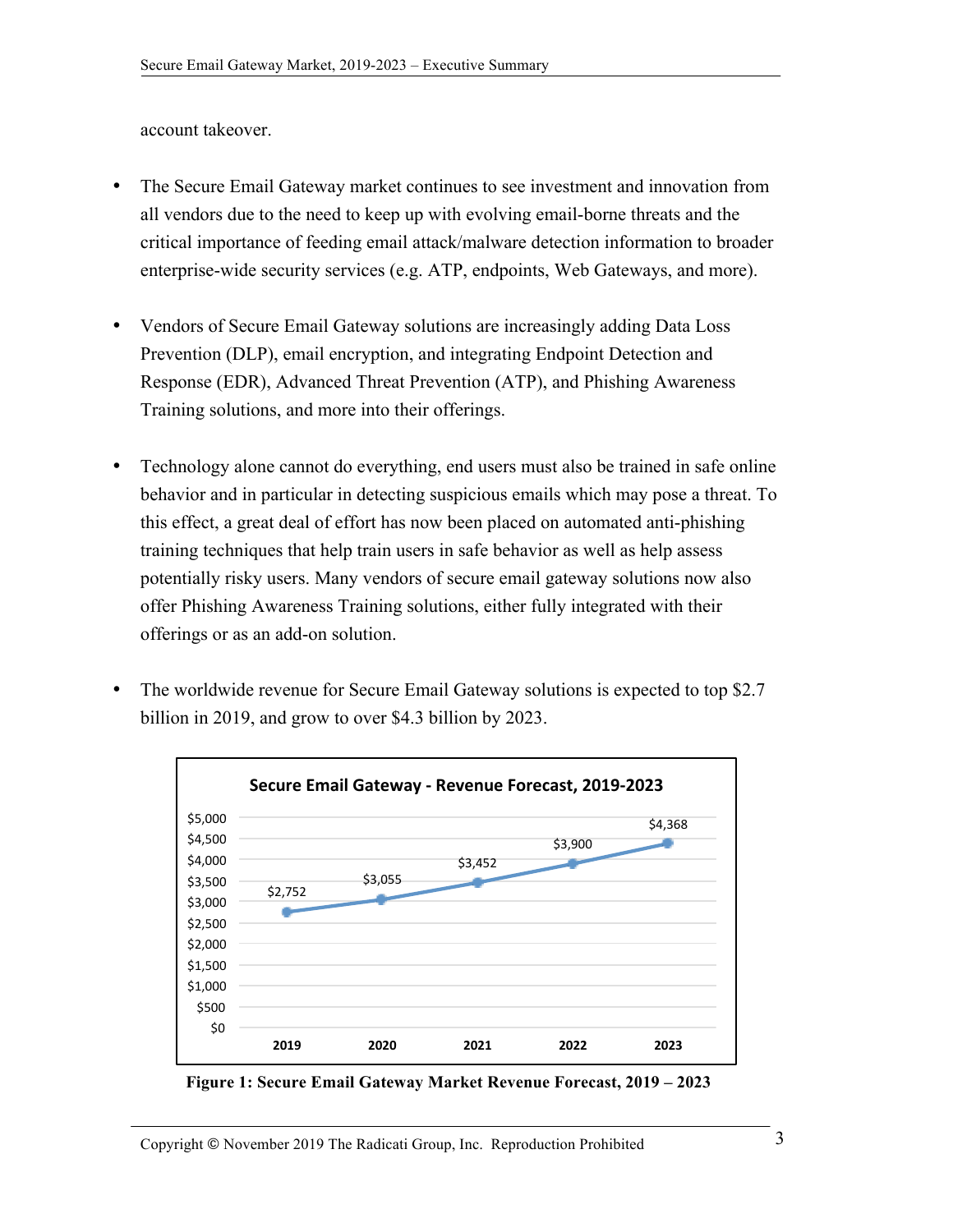account takeover.

- The Secure Email Gateway market continues to see investment and innovation from all vendors due to the need to keep up with evolving email-borne threats and the critical importance of feeding email attack/malware detection information to broader enterprise-wide security services (e.g. ATP, endpoints, Web Gateways, and more).

- Vendors of Secure Email Gateway solutions are increasingly adding Data Loss Prevention (DLP), email encryption, and integrating Endpoint Detection and Response (EDR), Advanced Threat Prevention (ATP), and Phishing Awareness Training solutions, and more into their offerings.

- Technology alone cannot do everything, end users must also be trained in safe online behavior and in particular in detecting suspicious emails which may pose a threat. To this effect, a great deal of effort has now been placed on automated anti-phishing training techniques that help train users in safe behavior as well as help assess potentially risky users. Many vendors of secure email gateway solutions now also offer Phishing Awareness Training solutions, either fully integrated with their offerings or as an add-on solution.

- The worldwide revenue for Secure Email Gateway solutions is expected to top $2.7 billion in 2019, and grow to over $4.3 billion by 2023.

**Secure Email Gateway - Revenue Forecast, 2019-2023**

| 2019 | 2020 | 2021 | 2022 | 2023 |
|---|---|---|---|---|
| $2,752 | $3,055 | $3,452 | $3,900 | $4,368 |

**Figure 1: Secure Email Gateway Market Revenue Forecast, 2019 – 2023**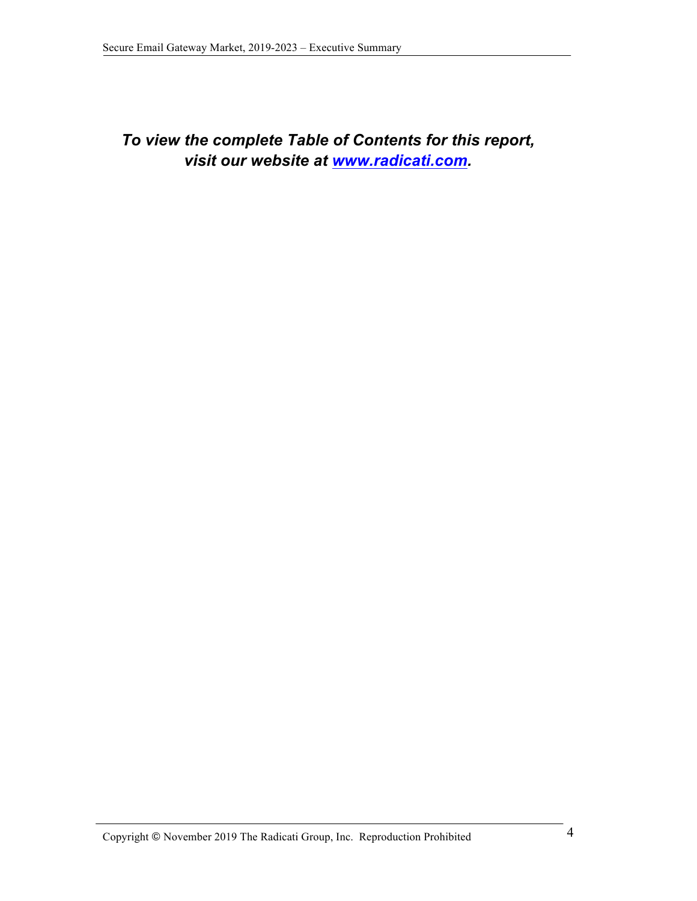***To view the complete Table of Contents for this report, visit our website at [www.radicati.com](http://www.radicati.com).***